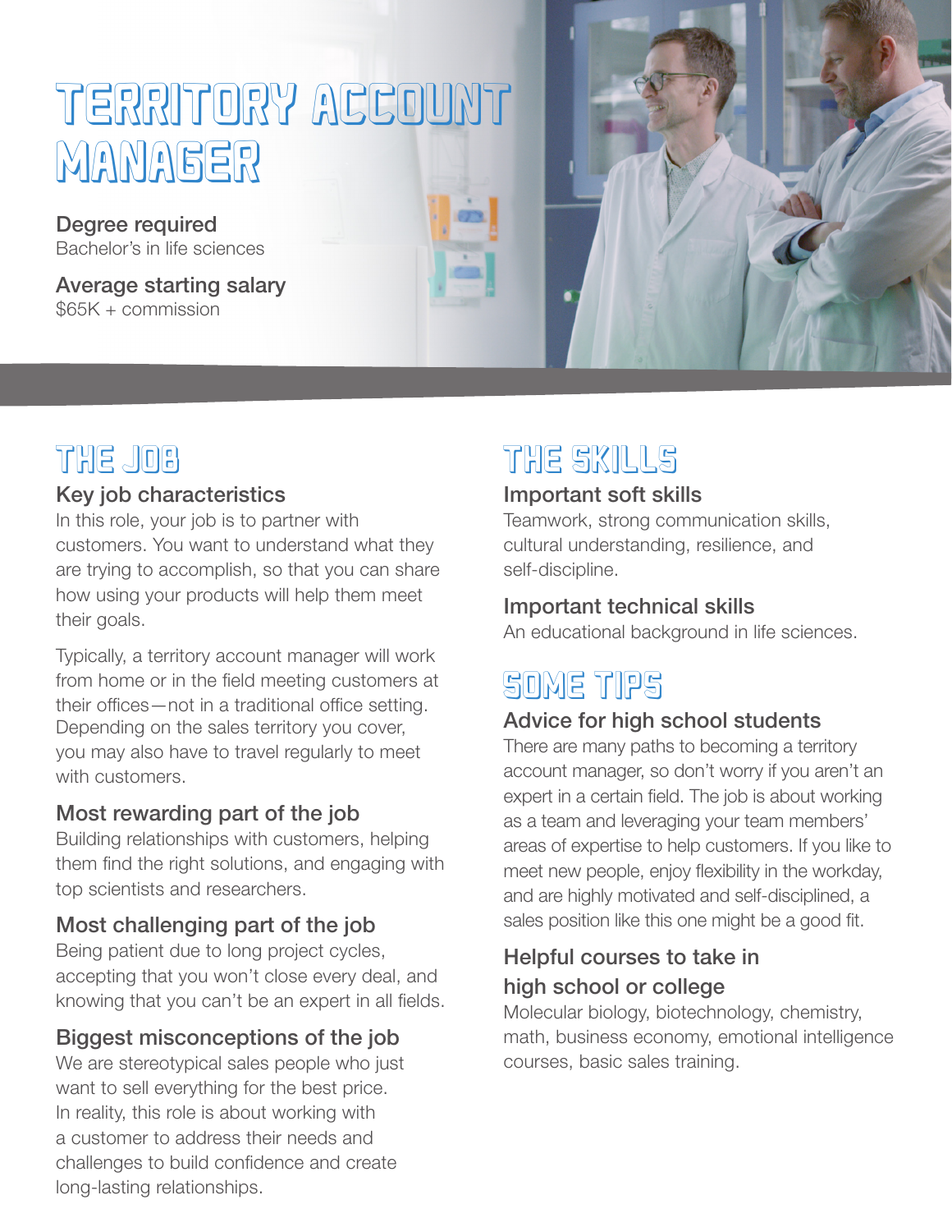# Territory Account Manager

**Degree required**
Bachelor's in life sciences

**Average starting salary**
$65K + commission

## The Job

### Key job characteristics

In this role, your job is to partner with customers. You want to understand what they are trying to accomplish, so that you can share how using your products will help them meet their goals.

Typically, a territory account manager will work from home or in the field meeting customers at their offices—not in a traditional office setting. Depending on the sales territory you cover, you may also have to travel regularly to meet with customers.

### Most rewarding part of the job

Building relationships with customers, helping them find the right solutions, and engaging with top scientists and researchers.

### Most challenging part of the job

Being patient due to long project cycles, accepting that you won't close every deal, and knowing that you can't be an expert in all fields.

### Biggest misconceptions of the job

We are stereotypical sales people who just want to sell everything for the best price. In reality, this role is about working with a customer to address their needs and challenges to build confidence and create long-lasting relationships.

## The Skills

### Important soft skills

Teamwork, strong communication skills, cultural understanding, resilience, and self-discipline.

### Important technical skills

An educational background in life sciences.

## Some Tips

### Advice for high school students

There are many paths to becoming a territory account manager, so don't worry if you aren't an expert in a certain field. The job is about working as a team and leveraging your team members' areas of expertise to help customers. If you like to meet new people, enjoy flexibility in the workday, and are highly motivated and self-disciplined, a sales position like this one might be a good fit.

### Helpful courses to take in high school or college

Molecular biology, biotechnology, chemistry, math, business economy, emotional intelligence courses, basic sales training.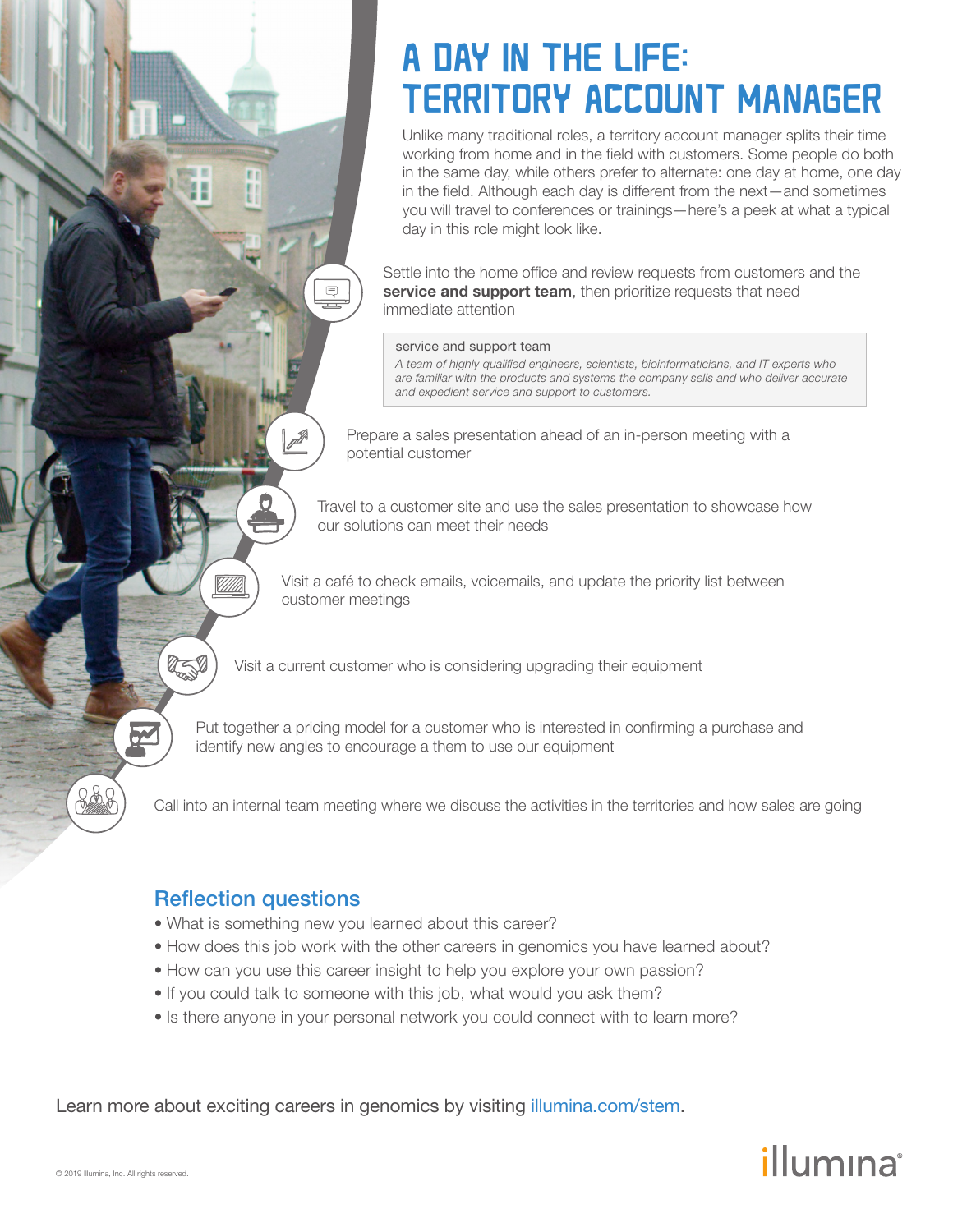# A DAY IN THE LIFE: TERRITORY ACCOUNT MANAGER

Unlike many traditional roles, a territory account manager splits their time working from home and in the field with customers. Some people do both in the same day, while others prefer to alternate: one day at home, one day in the field. Although each day is different from the next—and sometimes you will travel to conferences or trainings—here's a peek at what a typical day in this role might look like.

Settle into the home office and review requests from customers and the **service and support team**, then prioritize requests that need immediate attention

> service and support team
>
> *A team of highly qualified engineers, scientists, bioinformaticians, and IT experts who are familiar with the products and systems the company sells and who deliver accurate and expedient service and support to customers.*

Prepare a sales presentation ahead of an in-person meeting with a potential customer

Travel to a customer site and use the sales presentation to showcase how our solutions can meet their needs

Visit a café to check emails, voicemails, and update the priority list between customer meetings

Visit a current customer who is considering upgrading their equipment

Put together a pricing model for a customer who is interested in confirming a purchase and identify new angles to encourage a them to use our equipment

Call into an internal team meeting where we discuss the activities in the territories and how sales are going

## Reflection questions

- What is something new you learned about this career?
- How does this job work with the other careers in genomics you have learned about?
- How can you use this career insight to help you explore your own passion?
- If you could talk to someone with this job, what would you ask them?
- Is there anyone in your personal network you could connect with to learn more?

Learn more about exciting careers in genomics by visiting illumina.com/stem.

© 2019 Illumina, Inc. All rights reserved.

illumina®